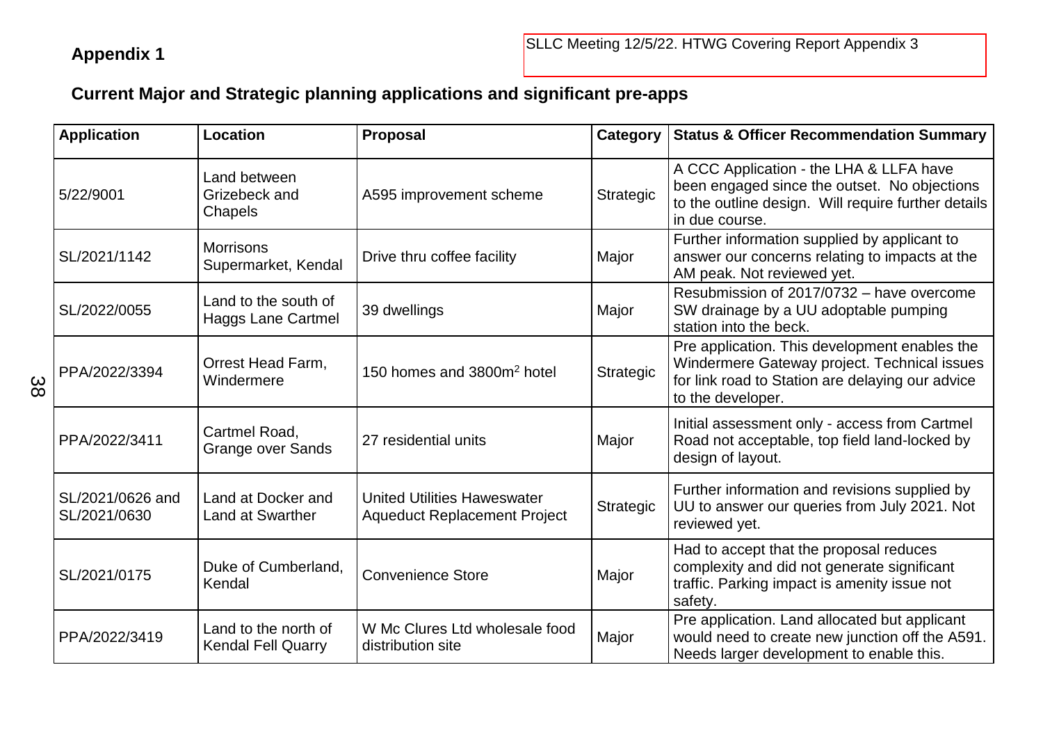**Appendix 1**

SLLC Meeting 12/5/22. HTWG Covering Report Appendix 3

## Current Major and Strategic planning applications and significant pre-apps

| Application | Location | Proposal | Category | Status & Officer Recommendation Summary |
|---|---|---|---|---|
| 5/22/9001 | Land between Grizebeck and Chapels | A595 improvement scheme | Strategic | A CCC Application - the LHA & LLFA have been engaged since the outset. No objections to the outline design. Will require further details in due course. |
| SL/2021/1142 | Morrisons Supermarket, Kendal | Drive thru coffee facility | Major | Further information supplied by applicant to answer our concerns relating to impacts at the AM peak. Not reviewed yet. |
| SL/2022/0055 | Land to the south of Haggs Lane Cartmel | 39 dwellings | Major | Resubmission of 2017/0732 – have overcome SW drainage by a UU adoptable pumping station into the beck. |
| PPA/2022/3394 | Orrest Head Farm, Windermere | 150 homes and 3800m$^2$ hotel | Strategic | Pre application. This development enables the Windermere Gateway project. Technical issues for link road to Station are delaying our advice to the developer. |
| PPA/2022/3411 | Cartmel Road, Grange over Sands | 27 residential units | Major | Initial assessment only - access from Cartmel Road not acceptable, top field land-locked by design of layout. |
| SL/2021/0626 and SL/2021/0630 | Land at Docker and Land at Swarther | United Utilities Haweswater Aqueduct Replacement Project | Strategic | Further information and revisions supplied by UU to answer our queries from July 2021. Not reviewed yet. |
| SL/2021/0175 | Duke of Cumberland, Kendal | Convenience Store | Major | Had to accept that the proposal reduces complexity and did not generate significant traffic. Parking impact is amenity issue not safety. |
| PPA/2022/3419 | Land to the north of Kendal Fell Quarry | W Mc Clures Ltd wholesale food distribution site | Major | Pre application. Land allocated but applicant would need to create new junction off the A591. Needs larger development to enable this. |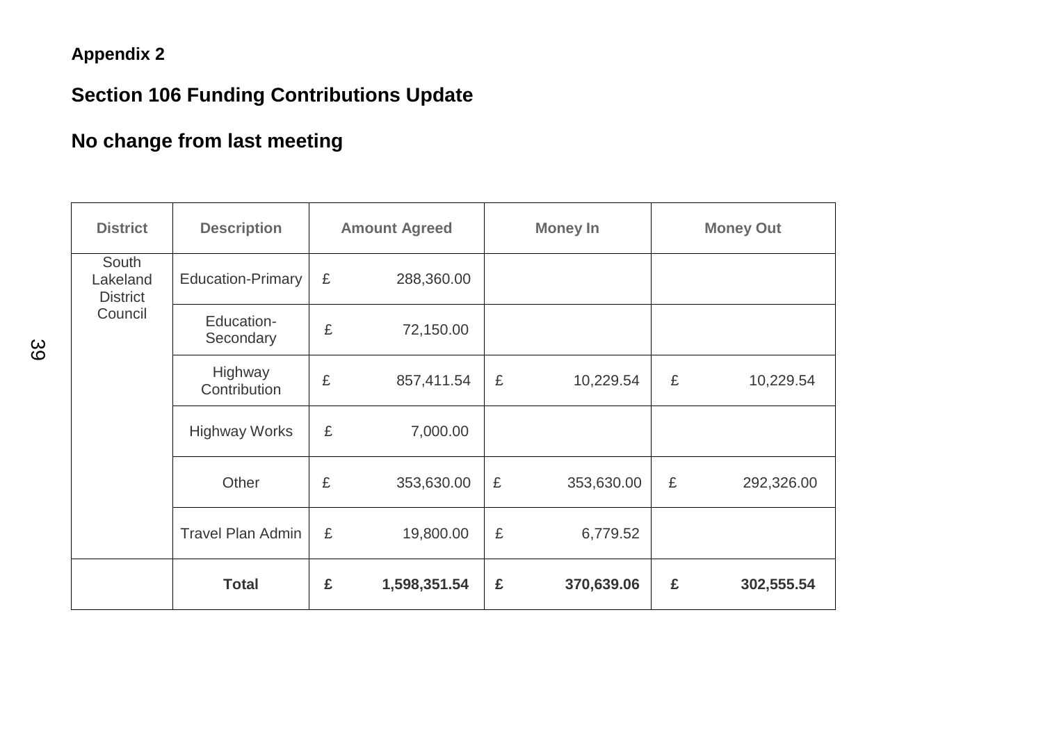**Appendix 2**

## Section 106 Funding Contributions Update

## No change from last meeting

| District | Description | Amount Agreed | Money In | Money Out |
|---|---|---|---|---|
| South Lakeland District Council | Education-Primary | £ 288,360.00 | | |
| | Education-Secondary | £ 72,150.00 | | |
| | Highway Contribution | £ 857,411.54 | £ 10,229.54 | £ 10,229.54 |
| | Highway Works | £ 7,000.00 | | |
| | Other | £ 353,630.00 | £ 353,630.00 | £ 292,326.00 |
| | Travel Plan Admin | £ 19,800.00 | £ 6,779.52 | |
| | **Total** | **£ 1,598,351.54** | **£ 370,639.06** | **£ 302,555.54** |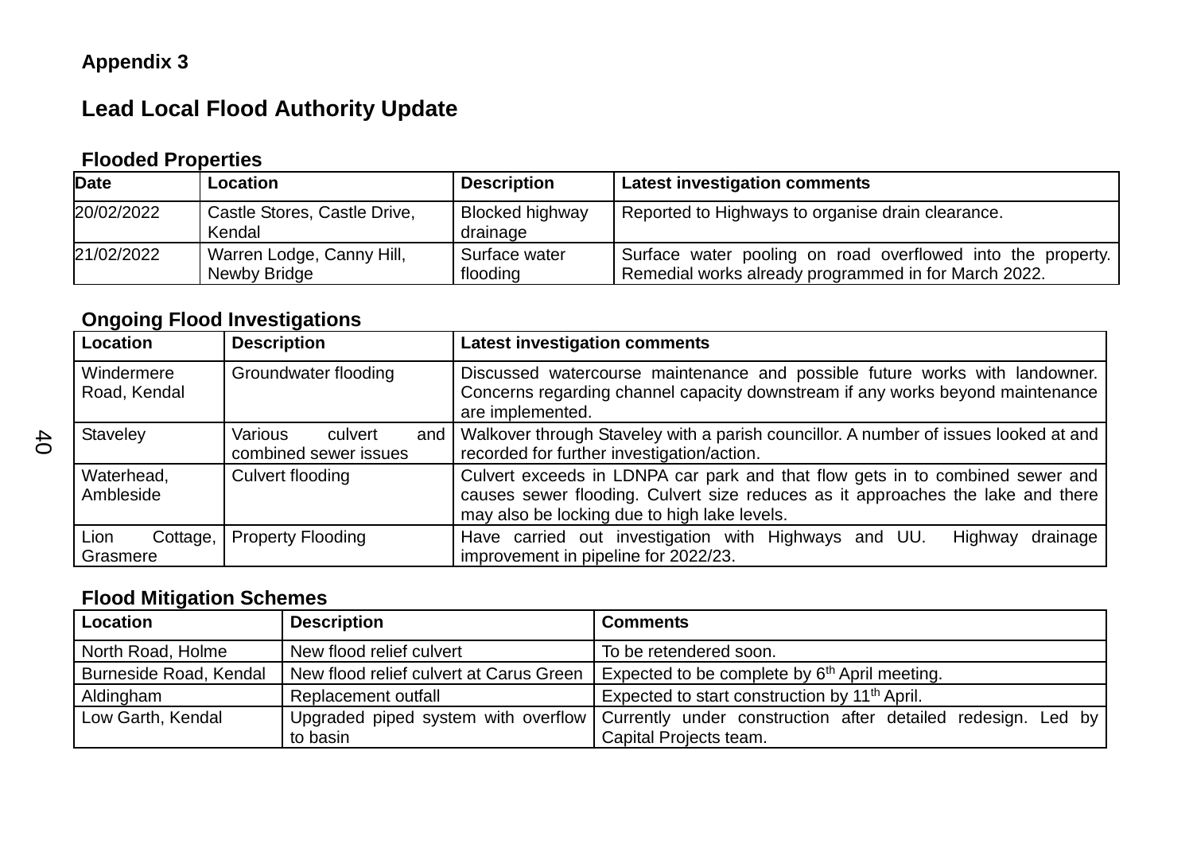**Appendix 3**

## Lead Local Flood Authority Update

### Flooded Properties

| Date | Location | Description | Latest investigation comments |
|---|---|---|---|
| 20/02/2022 | Castle Stores, Castle Drive, Kendal | Blocked highway drainage | Reported to Highways to organise drain clearance. |
| 21/02/2022 | Warren Lodge, Canny Hill, Newby Bridge | Surface water flooding | Surface water pooling on road overflowed into the property. Remedial works already programmed in for March 2022. |

### Ongoing Flood Investigations

| Location | Description | Latest investigation comments |
|---|---|---|
| Windermere Road, Kendal | Groundwater flooding | Discussed watercourse maintenance and possible future works with landowner. Concerns regarding channel capacity downstream if any works beyond maintenance are implemented. |
| Staveley | Various culvert and combined sewer issues | Walkover through Staveley with a parish councillor. A number of issues looked at and recorded for further investigation/action. |
| Waterhead, Ambleside | Culvert flooding | Culvert exceeds in LDNPA car park and that flow gets in to combined sewer and causes sewer flooding. Culvert size reduces as it approaches the lake and there may also be locking due to high lake levels. |
| Lion Cottage, Grasmere | Property Flooding | Have carried out investigation with Highways and UU. Highway drainage improvement in pipeline for 2022/23. |

### Flood Mitigation Schemes

| Location | Description | Comments |
|---|---|---|
| North Road, Holme | New flood relief culvert | To be retendered soon. |
| Burneside Road, Kendal | New flood relief culvert at Carus Green | Expected to be complete by 6th April meeting. |
| Aldingham | Replacement outfall | Expected to start construction by 11th April. |
| Low Garth, Kendal | Upgraded piped system with overflow to basin | Currently under construction after detailed redesign. Led by Capital Projects team. |